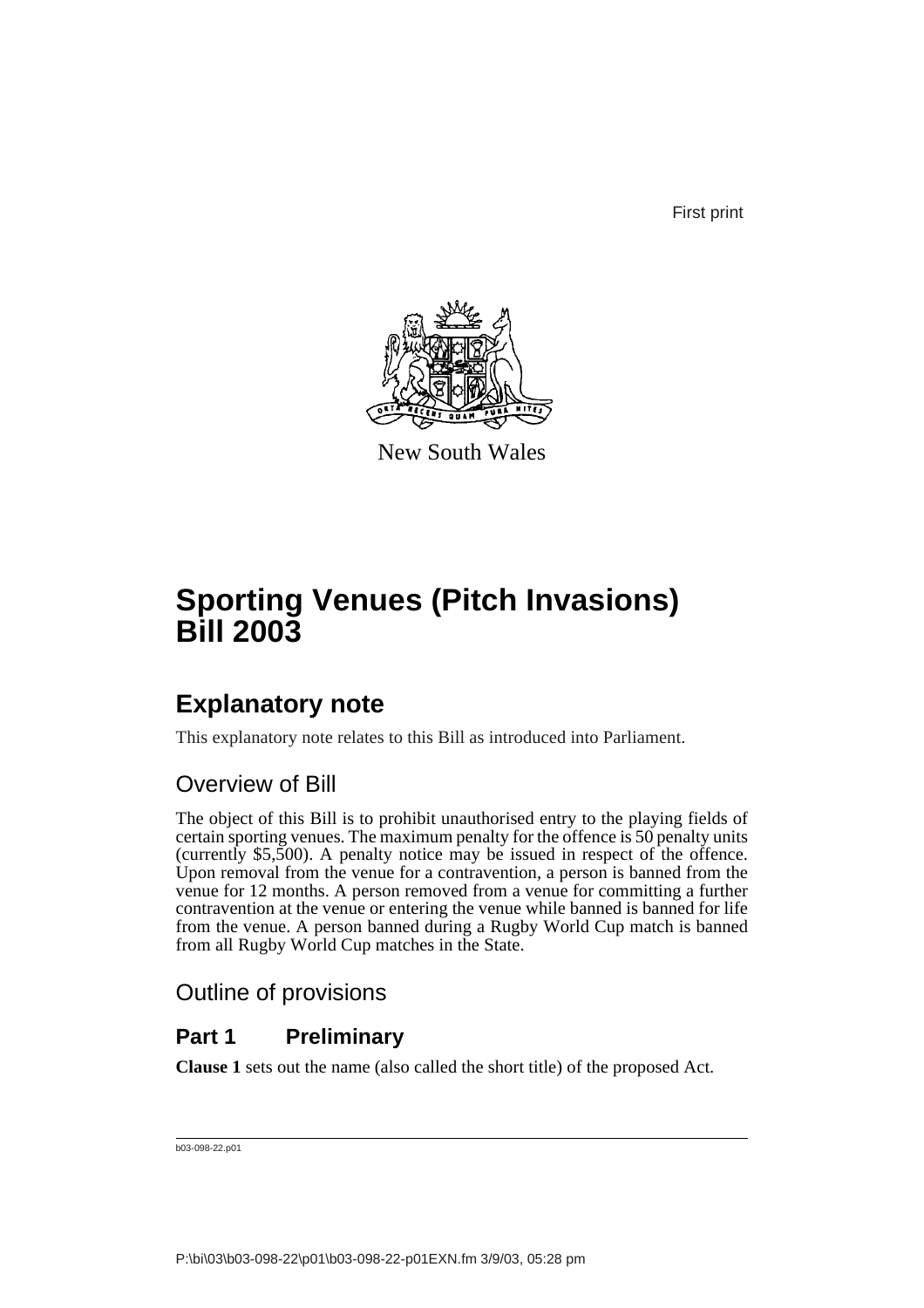First print

New South Wales

# Sporting Venues (Pitch Invasions) Bill 2003

## Explanatory note

This explanatory note relates to this Bill as introduced into Parliament.

### Overview of Bill

The object of this Bill is to prohibit unauthorised entry to the playing fields of certain sporting venues. The maximum penalty for the offence is 50 penalty units (currently $5,500). A penalty notice may be issued in respect of the offence. Upon removal from the venue for a contravention, a person is banned from the venue for 12 months. A person removed from a venue for committing a further contravention at the venue or entering the venue while banned is banned for life from the venue. A person banned during a Rugby World Cup match is banned from all Rugby World Cup matches in the State.

### Outline of provisions

#### Part 1 Preliminary

**Clause 1** sets out the name (also called the short title) of the proposed Act.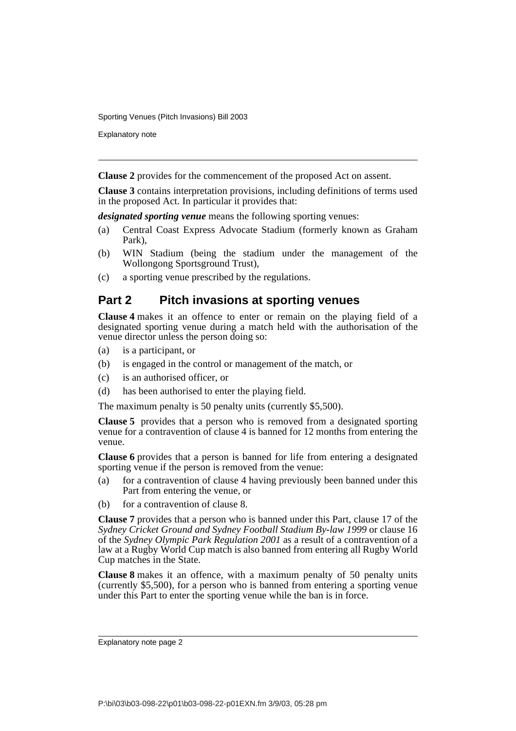**Clause 2** provides for the commencement of the proposed Act on assent.

**Clause 3** contains interpretation provisions, including definitions of terms used in the proposed Act. In particular it provides that:

***designated sporting venue*** means the following sporting venues:

(a) Central Coast Express Advocate Stadium (formerly known as Graham Park),

(b) WIN Stadium (being the stadium under the management of the Wollongong Sportsground Trust),

(c) a sporting venue prescribed by the regulations.

## Part 2 Pitch invasions at sporting venues

**Clause 4** makes it an offence to enter or remain on the playing field of a designated sporting venue during a match held with the authorisation of the venue director unless the person doing so:

(a) is a participant, or

(b) is engaged in the control or management of the match, or

(c) is an authorised officer, or

(d) has been authorised to enter the playing field.

The maximum penalty is 50 penalty units (currently $5,500).

**Clause 5** provides that a person who is removed from a designated sporting venue for a contravention of clause 4 is banned for 12 months from entering the venue.

**Clause 6** provides that a person is banned for life from entering a designated sporting venue if the person is removed from the venue:

(a) for a contravention of clause 4 having previously been banned under this Part from entering the venue, or

(b) for a contravention of clause 8.

**Clause 7** provides that a person who is banned under this Part, clause 17 of the *Sydney Cricket Ground and Sydney Football Stadium By-law 1999* or clause 16 of the *Sydney Olympic Park Regulation 2001* as a result of a contravention of a law at a Rugby World Cup match is also banned from entering all Rugby World Cup matches in the State.

**Clause 8** makes it an offence, with a maximum penalty of 50 penalty units (currently $5,500), for a person who is banned from entering a sporting venue under this Part to enter the sporting venue while the ban is in force.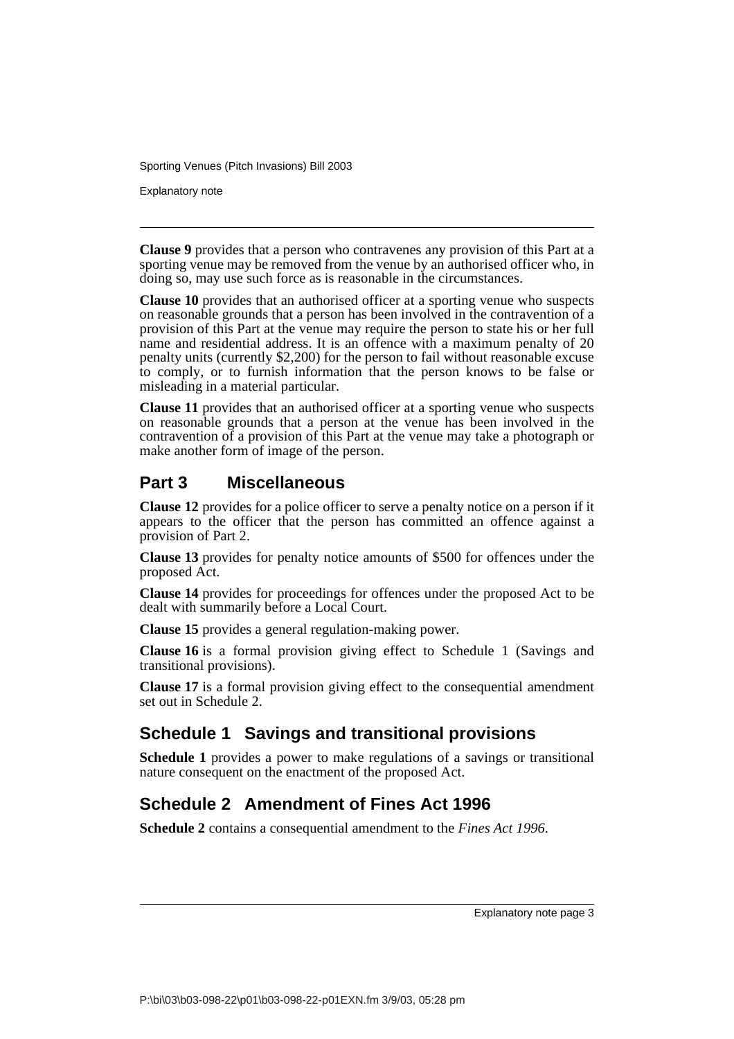**Clause 9** provides that a person who contravenes any provision of this Part at a sporting venue may be removed from the venue by an authorised officer who, in doing so, may use such force as is reasonable in the circumstances.

**Clause 10** provides that an authorised officer at a sporting venue who suspects on reasonable grounds that a person has been involved in the contravention of a provision of this Part at the venue may require the person to state his or her full name and residential address. It is an offence with a maximum penalty of 20 penalty units (currently $2,200) for the person to fail without reasonable excuse to comply, or to furnish information that the person knows to be false or misleading in a material particular.

**Clause 11** provides that an authorised officer at a sporting venue who suspects on reasonable grounds that a person at the venue has been involved in the contravention of a provision of this Part at the venue may take a photograph or make another form of image of the person.

## Part 3 Miscellaneous

**Clause 12** provides for a police officer to serve a penalty notice on a person if it appears to the officer that the person has committed an offence against a provision of Part 2.

**Clause 13** provides for penalty notice amounts of $500 for offences under the proposed Act.

**Clause 14** provides for proceedings for offences under the proposed Act to be dealt with summarily before a Local Court.

**Clause 15** provides a general regulation-making power.

**Clause 16** is a formal provision giving effect to Schedule 1 (Savings and transitional provisions).

**Clause 17** is a formal provision giving effect to the consequential amendment set out in Schedule 2.

## Schedule 1 Savings and transitional provisions

**Schedule 1** provides a power to make regulations of a savings or transitional nature consequent on the enactment of the proposed Act.

## Schedule 2 Amendment of Fines Act 1996

**Schedule 2** contains a consequential amendment to the *Fines Act 1996*.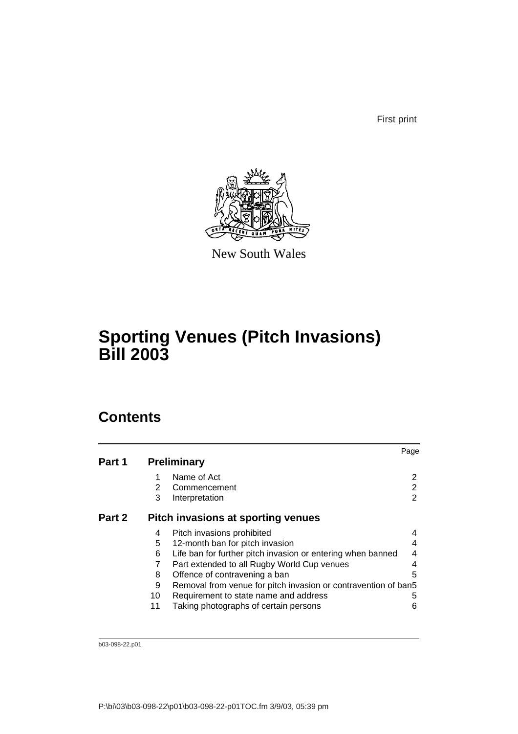First print

New South Wales

# Sporting Venues (Pitch Invasions) Bill 2003

## Contents

| | | | Page |
|---|---|---|---|
| **Part 1** | **Preliminary** | | |
| | 1 | Name of Act | 2 |
| | 2 | Commencement | 2 |
| | 3 | Interpretation | 2 |
| **Part 2** | **Pitch invasions at sporting venues** | | |
| | 4 | Pitch invasions prohibited | 4 |
| | 5 | 12-month ban for pitch invasion | 4 |
| | 6 | Life ban for further pitch invasion or entering when banned | 4 |
| | 7 | Part extended to all Rugby World Cup venues | 4 |
| | 8 | Offence of contravening a ban | 5 |
| | 9 | Removal from venue for pitch invasion or contravention of ban | 5 |
| | 10 | Requirement to state name and address | 5 |
| | 11 | Taking photographs of certain persons | 6 |

b03-098-22.p01

P:\bi\03\b03-098-22\p01\b03-098-22-p01TOC.fm 3/9/03, 05:39 pm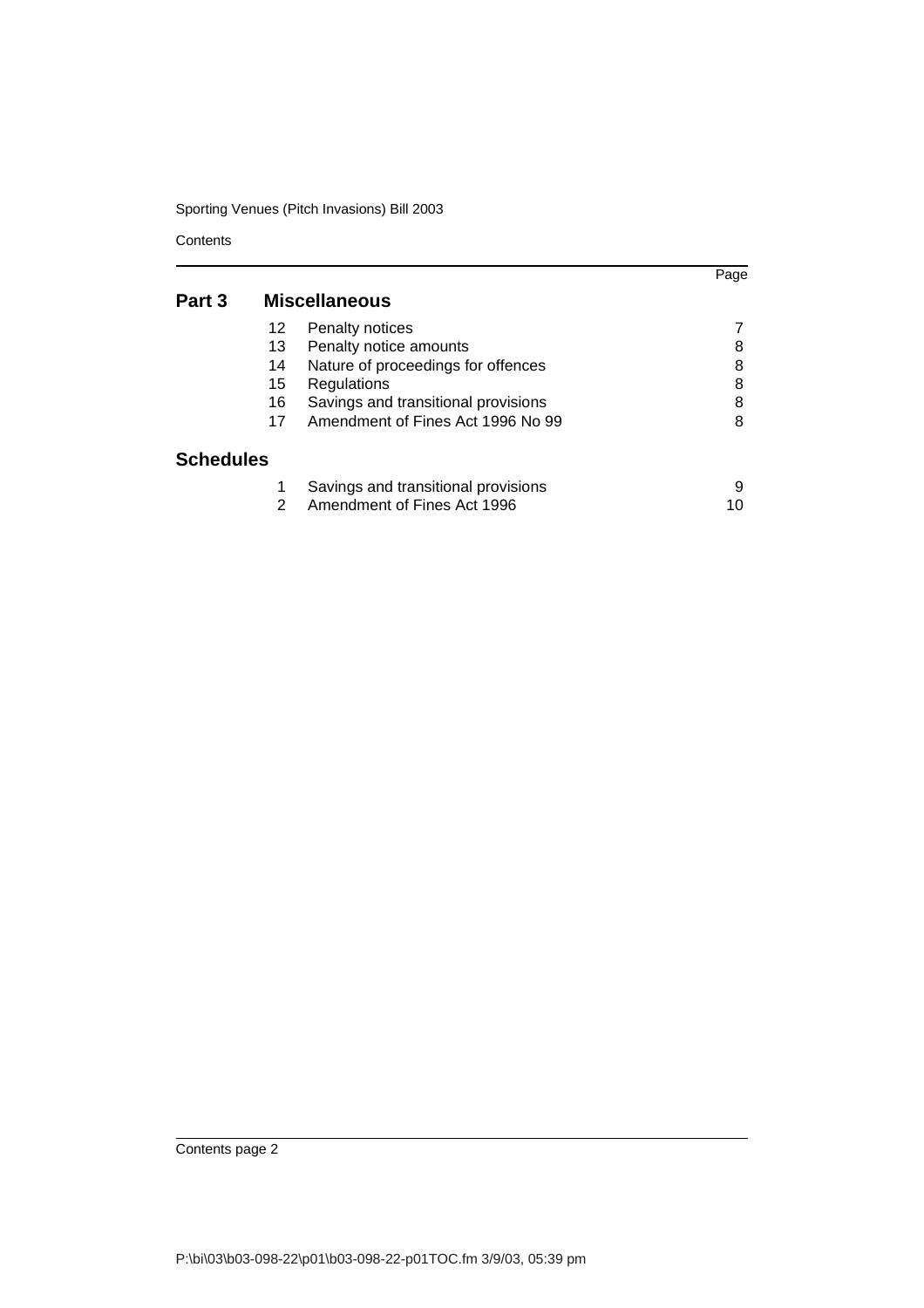| | | | Page |
|---|---|---|---|
| **Part 3** | **Miscellaneous** | | |
| | 12 | Penalty notices | 7 |
| | 13 | Penalty notice amounts | 8 |
| | 14 | Nature of proceedings for offences | 8 |
| | 15 | Regulations | 8 |
| | 16 | Savings and transitional provisions | 8 |
| | 17 | Amendment of Fines Act 1996 No 99 | 8 |
| **Schedules** | | | |
| | 1 | Savings and transitional provisions | 9 |
| | 2 | Amendment of Fines Act 1996 | 10 |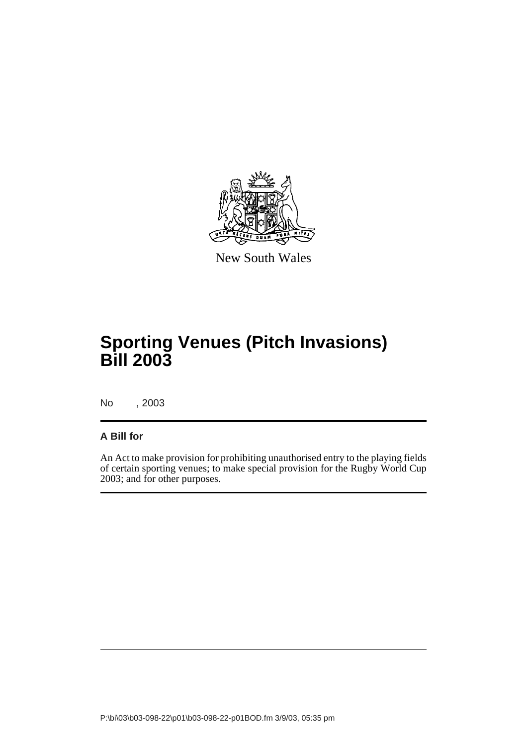New South Wales

# Sporting Venues (Pitch Invasions) Bill 2003

No , 2003

**A Bill for**

An Act to make provision for prohibiting unauthorised entry to the playing fields of certain sporting venues; to make special provision for the Rugby World Cup 2003; and for other purposes.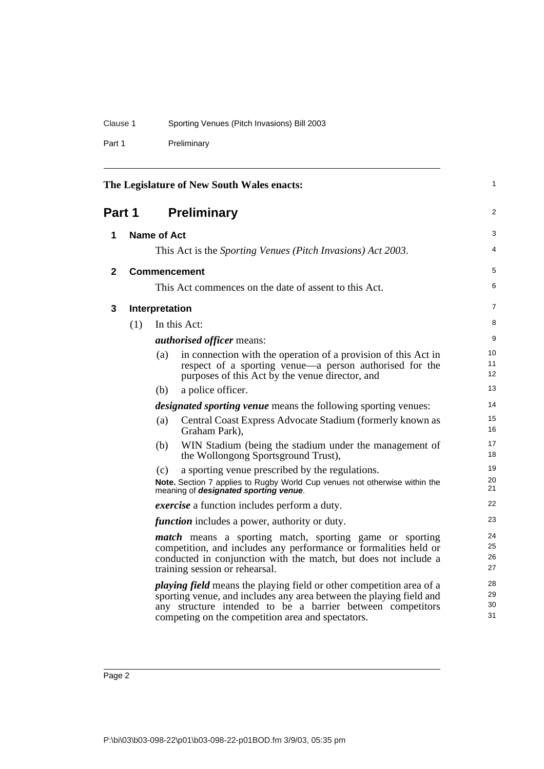The Legislature of New South Wales enacts:

# Part 1 Preliminary

## 1 Name of Act

This Act is the *Sporting Venues (Pitch Invasions) Act 2003*.

## 2 Commencement

This Act commences on the date of assent to this Act.

## 3 Interpretation

(1) In this Act:

***authorised officer*** means:

- (a) in connection with the operation of a provision of this Act in respect of a sporting venue—a person authorised for the purposes of this Act by the venue director, and
- (b) a police officer.

***designated sporting venue*** means the following sporting venues:

- (a) Central Coast Express Advocate Stadium (formerly known as Graham Park),
- (b) WIN Stadium (being the stadium under the management of the Wollongong Sportsground Trust),
- (c) a sporting venue prescribed by the regulations.

**Note.** Section 7 applies to Rugby World Cup venues not otherwise within the meaning of ***designated sporting venue***.

***exercise*** a function includes perform a duty.

***function*** includes a power, authority or duty.

***match*** means a sporting match, sporting game or sporting competition, and includes any performance or formalities held or conducted in conjunction with the match, but does not include a training session or rehearsal.

***playing field*** means the playing field or other competition area of a sporting venue, and includes any area between the playing field and any structure intended to be a barrier between competitors competing on the competition area and spectators.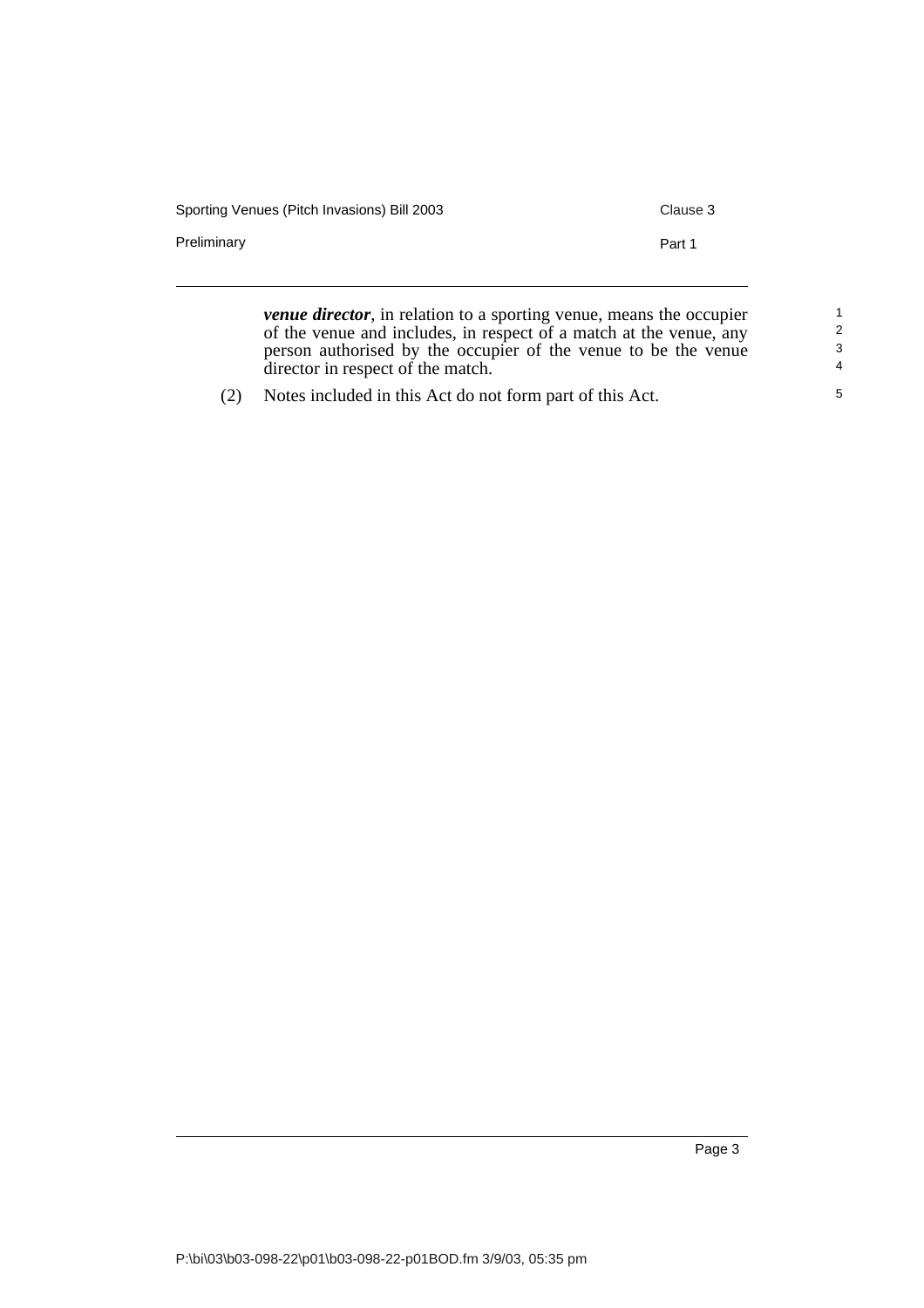***venue director***, in relation to a sporting venue, means the occupier of the venue and includes, in respect of a match at the venue, any person authorised by the occupier of the venue to be the venue director in respect of the match.

(2) Notes included in this Act do not form part of this Act.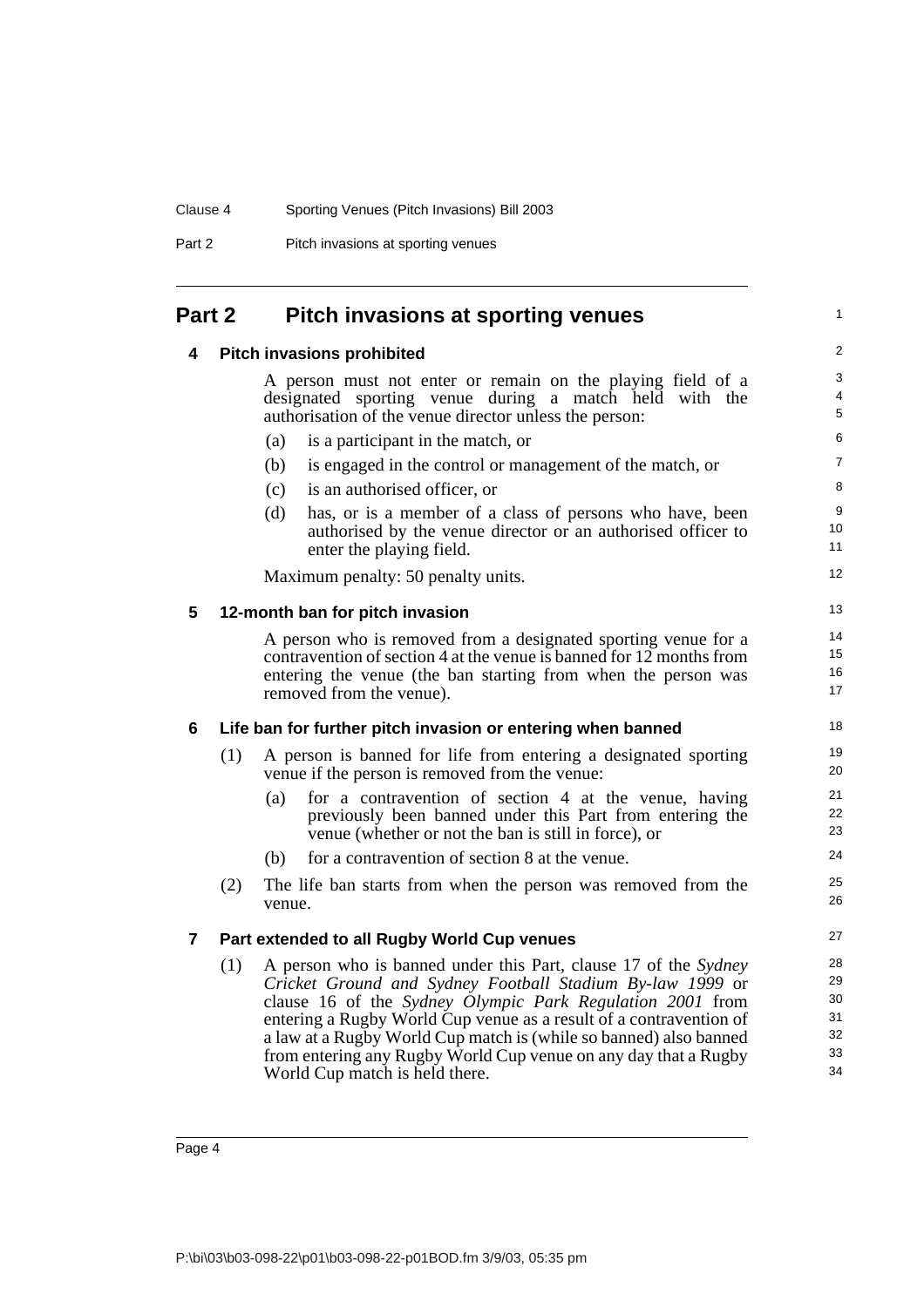## Part 2 Pitch invasions at sporting venues

### 4 Pitch invasions prohibited

A person must not enter or remain on the playing field of a designated sporting venue during a match held with the authorisation of the venue director unless the person:

(a) is a participant in the match, or

(b) is engaged in the control or management of the match, or

(c) is an authorised officer, or

(d) has, or is a member of a class of persons who have, been authorised by the venue director or an authorised officer to enter the playing field.

Maximum penalty: 50 penalty units.

### 5 12-month ban for pitch invasion

A person who is removed from a designated sporting venue for a contravention of section 4 at the venue is banned for 12 months from entering the venue (the ban starting from when the person was removed from the venue).

### 6 Life ban for further pitch invasion or entering when banned

(1) A person is banned for life from entering a designated sporting venue if the person is removed from the venue:

(a) for a contravention of section 4 at the venue, having previously been banned under this Part from entering the venue (whether or not the ban is still in force), or

(b) for a contravention of section 8 at the venue.

(2) The life ban starts from when the person was removed from the venue.

### 7 Part extended to all Rugby World Cup venues

(1) A person who is banned under this Part, clause 17 of the *Sydney Cricket Ground and Sydney Football Stadium By-law 1999* or clause 16 of the *Sydney Olympic Park Regulation 2001* from entering a Rugby World Cup venue as a result of a contravention of a law at a Rugby World Cup match is (while so banned) also banned from entering any Rugby World Cup venue on any day that a Rugby World Cup match is held there.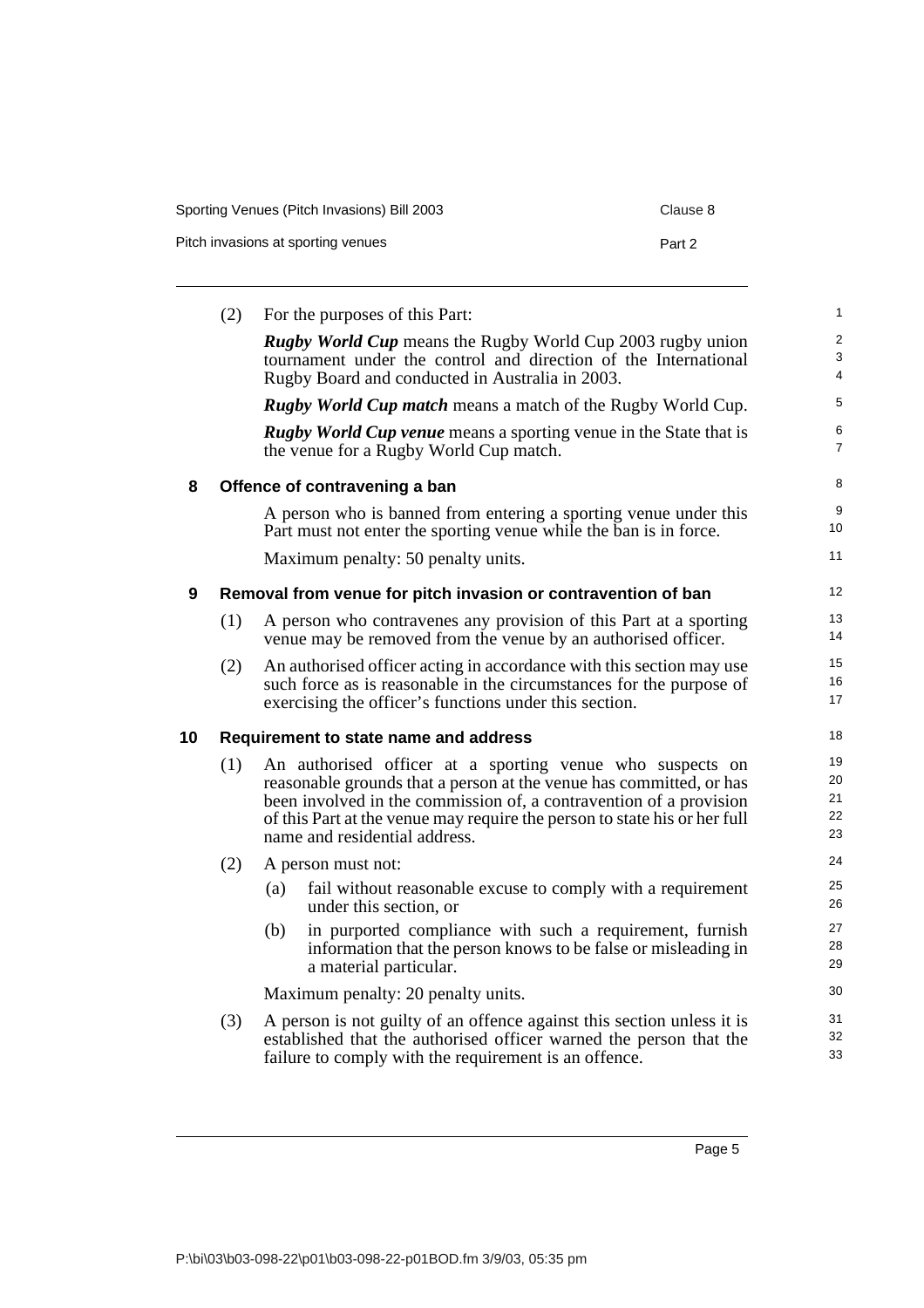(2) For the purposes of this Part:

***Rugby World Cup*** means the Rugby World Cup 2003 rugby union tournament under the control and direction of the International Rugby Board and conducted in Australia in 2003.

***Rugby World Cup match*** means a match of the Rugby World Cup.

***Rugby World Cup venue*** means a sporting venue in the State that is the venue for a Rugby World Cup match.

## 8 Offence of contravening a ban

A person who is banned from entering a sporting venue under this Part must not enter the sporting venue while the ban is in force.

Maximum penalty: 50 penalty units.

## 9 Removal from venue for pitch invasion or contravention of ban

(1) A person who contravenes any provision of this Part at a sporting venue may be removed from the venue by an authorised officer.

(2) An authorised officer acting in accordance with this section may use such force as is reasonable in the circumstances for the purpose of exercising the officer's functions under this section.

## 10 Requirement to state name and address

(1) An authorised officer at a sporting venue who suspects on reasonable grounds that a person at the venue has committed, or has been involved in the commission of, a contravention of a provision of this Part at the venue may require the person to state his or her full name and residential address.

(2) A person must not:

- (a) fail without reasonable excuse to comply with a requirement under this section, or
- (b) in purported compliance with such a requirement, furnish information that the person knows to be false or misleading in a material particular.

Maximum penalty: 20 penalty units.

(3) A person is not guilty of an offence against this section unless it is established that the authorised officer warned the person that the failure to comply with the requirement is an offence.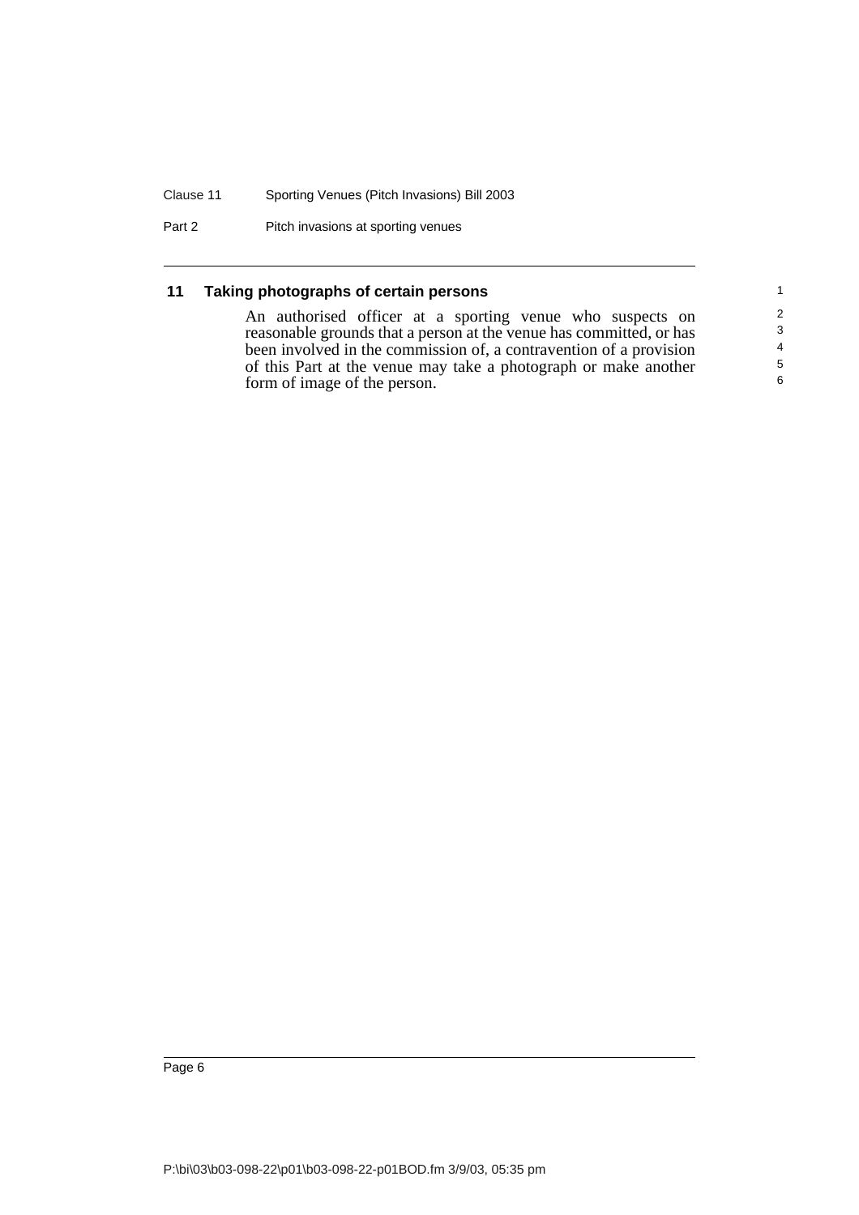## 11 Taking photographs of certain persons

An authorised officer at a sporting venue who suspects on reasonable grounds that a person at the venue has committed, or has been involved in the commission of, a contravention of a provision of this Part at the venue may take a photograph or make another form of image of the person.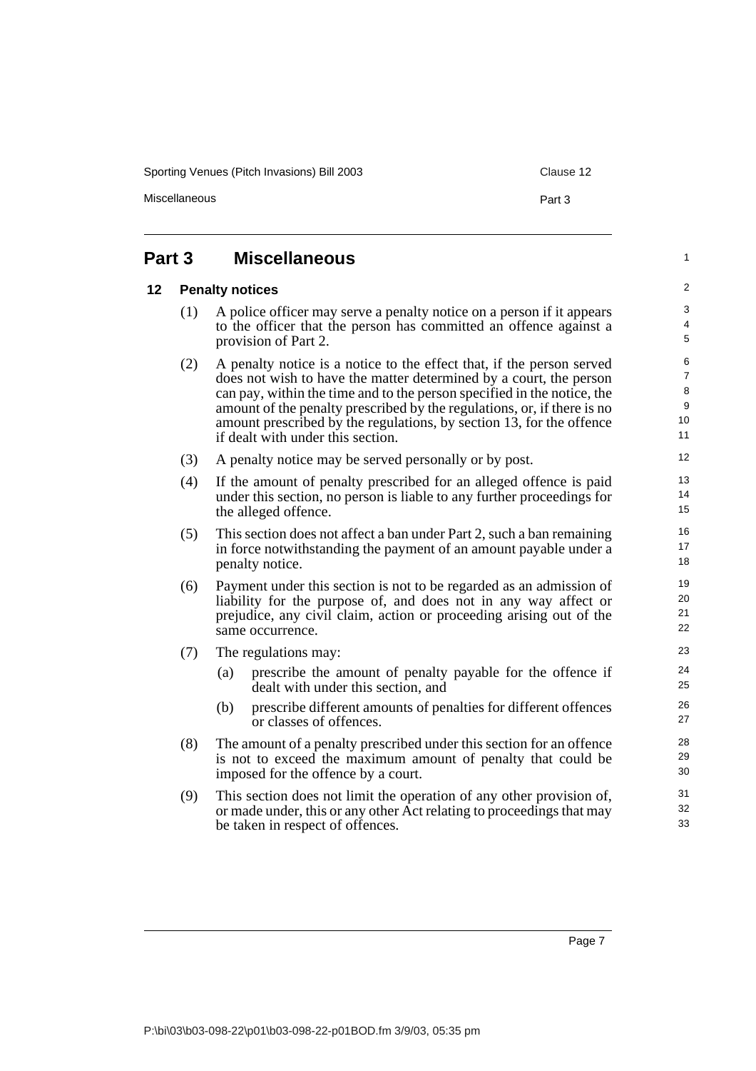# Part 3 Miscellaneous

## 12 Penalty notices

(1) A police officer may serve a penalty notice on a person if it appears to the officer that the person has committed an offence against a provision of Part 2.

(2) A penalty notice is a notice to the effect that, if the person served does not wish to have the matter determined by a court, the person can pay, within the time and to the person specified in the notice, the amount of the penalty prescribed by the regulations, or, if there is no amount prescribed by the regulations, by section 13, for the offence if dealt with under this section.

(3) A penalty notice may be served personally or by post.

(4) If the amount of penalty prescribed for an alleged offence is paid under this section, no person is liable to any further proceedings for the alleged offence.

(5) This section does not affect a ban under Part 2, such a ban remaining in force notwithstanding the payment of an amount payable under a penalty notice.

(6) Payment under this section is not to be regarded as an admission of liability for the purpose of, and does not in any way affect or prejudice, any civil claim, action or proceeding arising out of the same occurrence.

(7) The regulations may:

- (a) prescribe the amount of penalty payable for the offence if dealt with under this section, and
- (b) prescribe different amounts of penalties for different offences or classes of offences.

(8) The amount of a penalty prescribed under this section for an offence is not to exceed the maximum amount of penalty that could be imposed for the offence by a court.

(9) This section does not limit the operation of any other provision of, or made under, this or any other Act relating to proceedings that may be taken in respect of offences.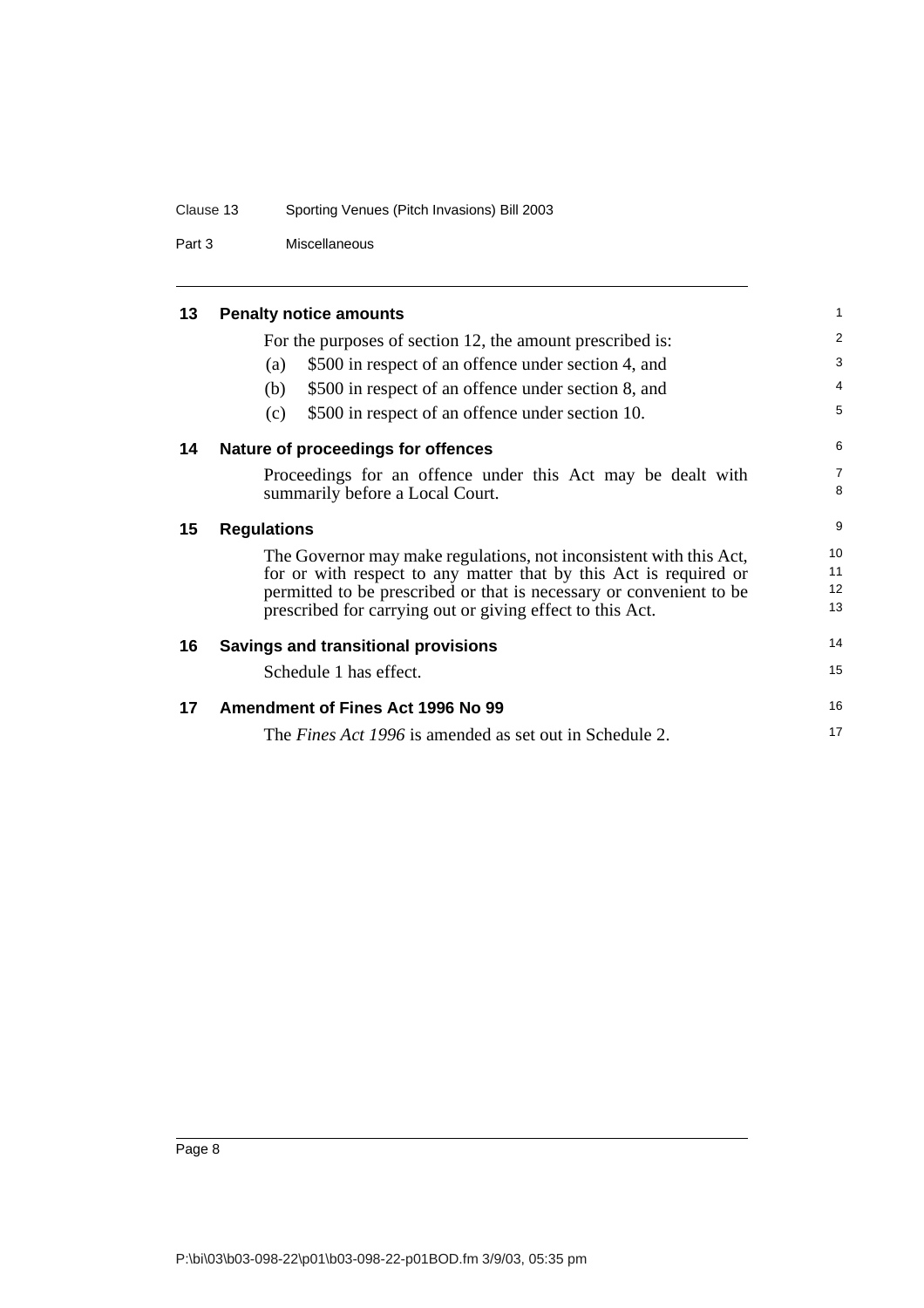## 13 Penalty notice amounts

For the purposes of section 12, the amount prescribed is:

(a) $500 in respect of an offence under section 4, and

(b) $500 in respect of an offence under section 8, and

(c) $500 in respect of an offence under section 10.

## 14 Nature of proceedings for offences

Proceedings for an offence under this Act may be dealt with summarily before a Local Court.

## 15 Regulations

The Governor may make regulations, not inconsistent with this Act, for or with respect to any matter that by this Act is required or permitted to be prescribed or that is necessary or convenient to be prescribed for carrying out or giving effect to this Act.

## 16 Savings and transitional provisions

Schedule 1 has effect.

## 17 Amendment of Fines Act 1996 No 99

The *Fines Act 1996* is amended as set out in Schedule 2.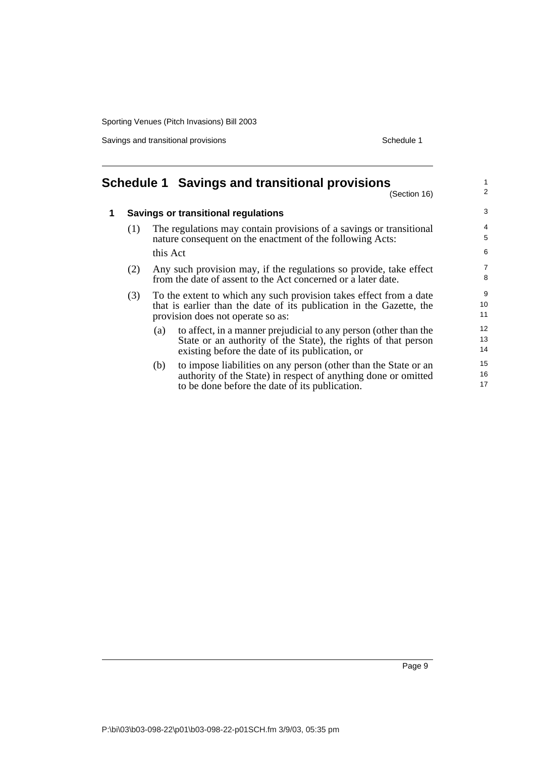# Schedule 1 Savings and transitional provisions

(Section 16)

## 1 Savings or transitional regulations

(1) The regulations may contain provisions of a savings or transitional nature consequent on the enactment of the following Acts:

this Act

(2) Any such provision may, if the regulations so provide, take effect from the date of assent to the Act concerned or a later date.

(3) To the extent to which any such provision takes effect from a date that is earlier than the date of its publication in the Gazette, the provision does not operate so as:

(a) to affect, in a manner prejudicial to any person (other than the State or an authority of the State), the rights of that person existing before the date of its publication, or

(b) to impose liabilities on any person (other than the State or an authority of the State) in respect of anything done or omitted to be done before the date of its publication.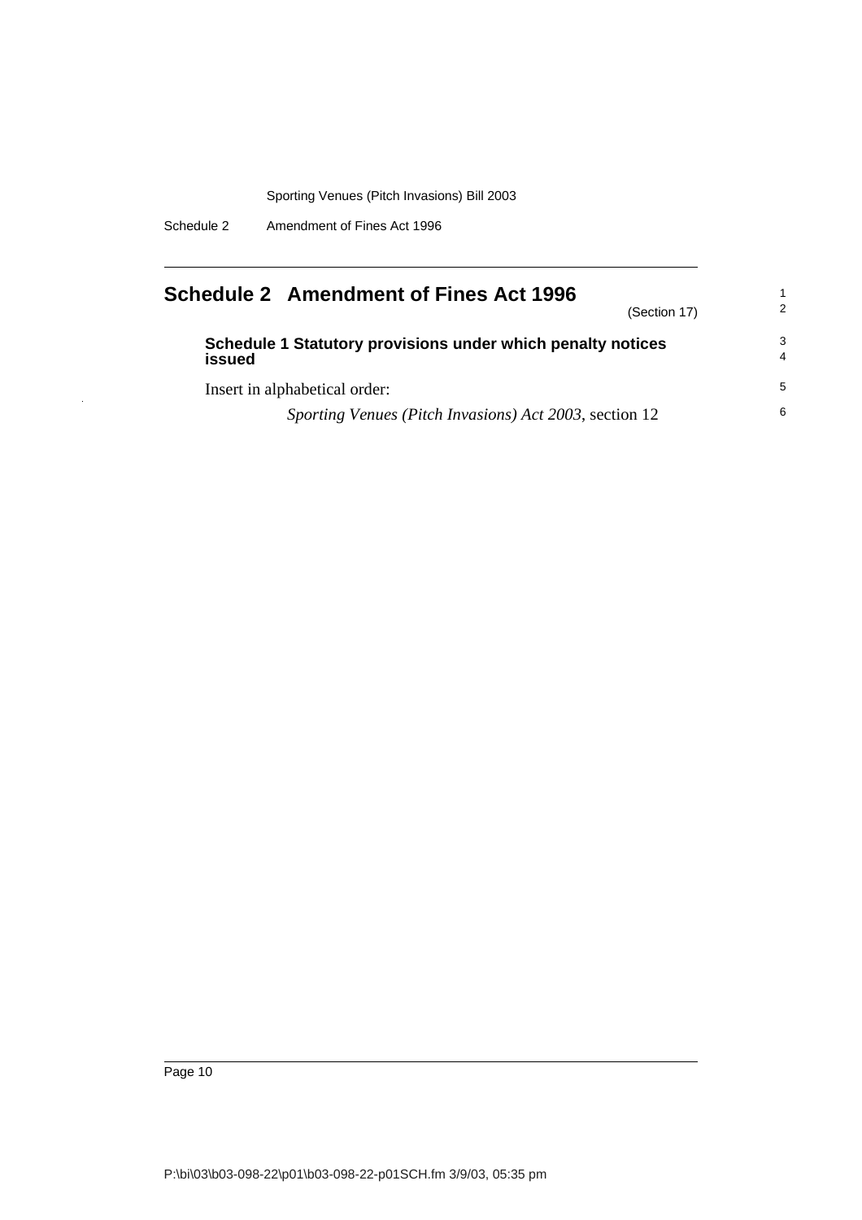## Schedule 2 Amendment of Fines Act 1996

(Section 17)

### Schedule 1 Statutory provisions under which penalty notices issued

Insert in alphabetical order:

*Sporting Venues (Pitch Invasions) Act 2003*, section 12